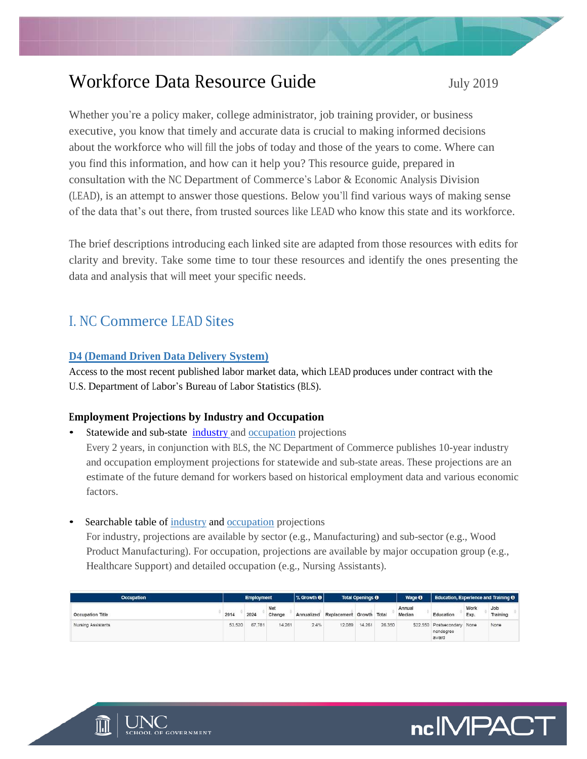# Workforce Data Resource Guide

July 2019

Whether you're a policy maker, college administrator, job training provider, or business executive, you know that timely and accurate data is crucial to making informed decisions about the workforce who will fill the jobs of today and those of the years to come. Where can you find this information, and how can it help you? This resource guide, prepared in consultation with the NC Department of Commerce's Labor & Economic Analysis Division (LEAD), is an attempt to answer those questions. Below you'll find various ways of making sense of the data that's out there, from trusted sources like LEAD who know this state and its workforce.

The brief descriptions introducing each linked site are adapted from those resources with edits for clarity and brevity. Take some time to tour these resources and identify the ones presenting the data and analysis that will meet your specific needs.

## I. NC Commerce LEAD Sites

### D4 (Demand Driven Data Delivery System)

Access to the most recent published labor market data, which LEAD produces under contract with the U.S. Department of Labor's Bureau of Labor Statistics (BLS).

### Employment Projections by Industry and Occupation

- Statewide and sub-state industry and occupation projections

  Every 2 years, in conjunction with BLS, the NC Department of Commerce publishes 10-year industry and occupation employment projections for statewide and sub-state areas. These projections are an estimate of the future demand for workers based on historical employment data and various economic factors.

- Searchable table of industry and occupation projections

  For industry, projections are available by sector (e.g., Manufacturing) and sub-sector (e.g., Wood Product Manufacturing). For occupation, projections are available by major occupation group (e.g., Healthcare Support) and detailed occupation (e.g., Nursing Assistants).

| Occupation | Employment | | | % Growth | Total Openings | | | Wage | Education, Experience and Training | | |
|---|---|---|---|---|---|---|---|---|---|---|---|
| Occupation Title | 2014 | 2024 | Net Change | Annualized | Replacement | Growth | Total | Annual Median | Education | Work Exp. | Job Training |
| Nursing Assistants | 53,520 | 67,781 | 14,261 | 2.4% | 12,089 | 14,261 | 26,350 | $22,550 | Postsecondary nondegree award | None | None |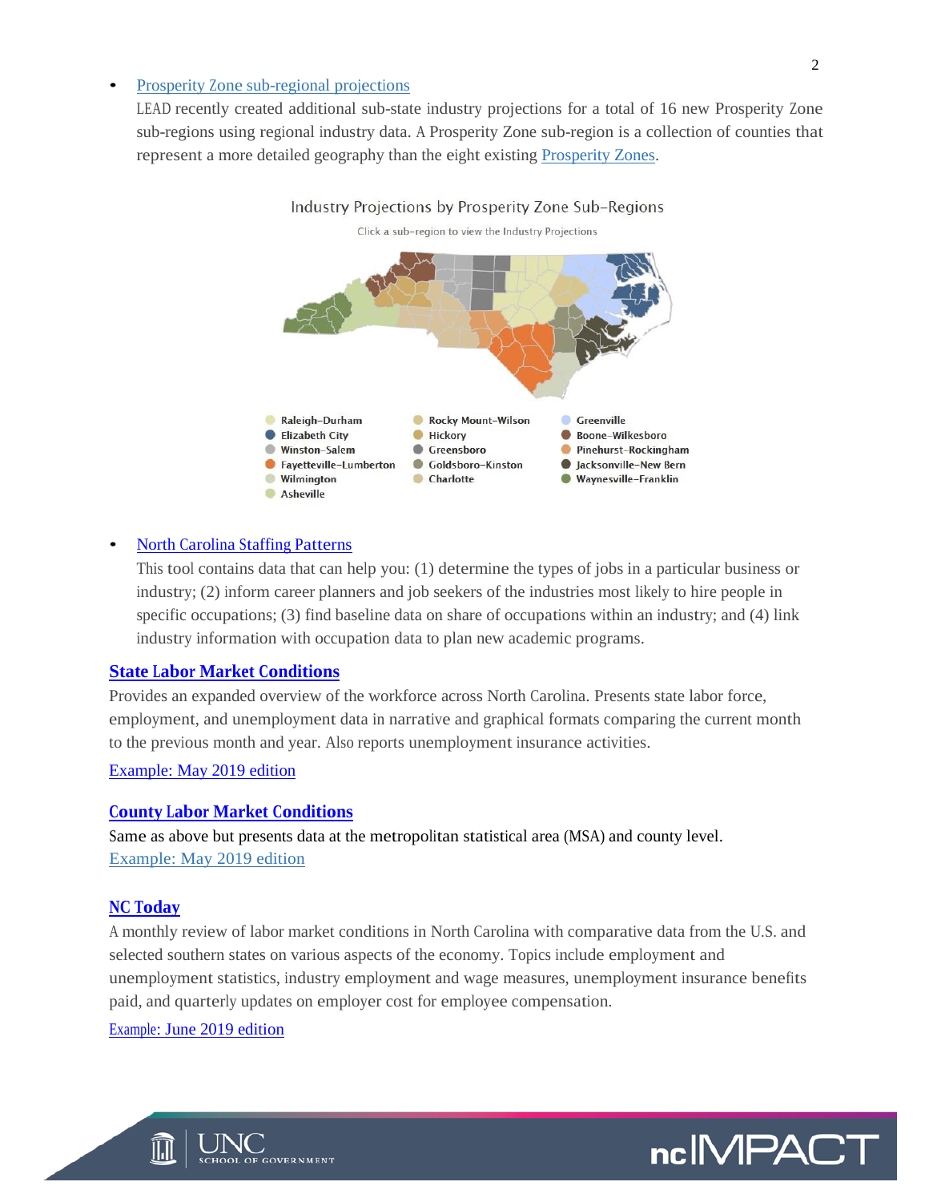- Prosperity Zone sub-regional projections

  LEAD recently created additional sub-state industry projections for a total of 16 new Prosperity Zone sub-regions using regional industry data. A Prosperity Zone sub-region is a collection of counties that represent a more detailed geography than the eight existing Prosperity Zones.

Industry Projections by Prosperity Zone Sub-Regions

Click a sub-region to view the Industry Projections

Raleigh–Durham, Elizabeth City, Winston–Salem, Fayetteville–Lumberton, Wilmington, Asheville, Rocky Mount–Wilson, Hickory, Greensboro, Goldsboro–Kinston, Charlotte, Greenville, Boone–Wilkesboro, Pinehurst–Rockingham, Jacksonville–New Bern, Waynesville–Franklin

- North Carolina Staffing Patterns

  This tool contains data that can help you: (1) determine the types of jobs in a particular business or industry; (2) inform career planners and job seekers of the industries most likely to hire people in specific occupations; (3) find baseline data on share of occupations within an industry; and (4) link industry information with occupation data to plan new academic programs.

### State Labor Market Conditions

Provides an expanded overview of the workforce across North Carolina. Presents state labor force, employment, and unemployment data in narrative and graphical formats comparing the current month to the previous month and year. Also reports unemployment insurance activities.

Example: May 2019 edition

### County Labor Market Conditions

Same as above but presents data at the metropolitan statistical area (MSA) and county level.
Example: May 2019 edition

### NC Today

A monthly review of labor market conditions in North Carolina with comparative data from the U.S. and selected southern states on various aspects of the economy. Topics include employment and unemployment statistics, industry employment and wage measures, unemployment insurance benefits paid, and quarterly updates on employer cost for employee compensation.

Example: June 2019 edition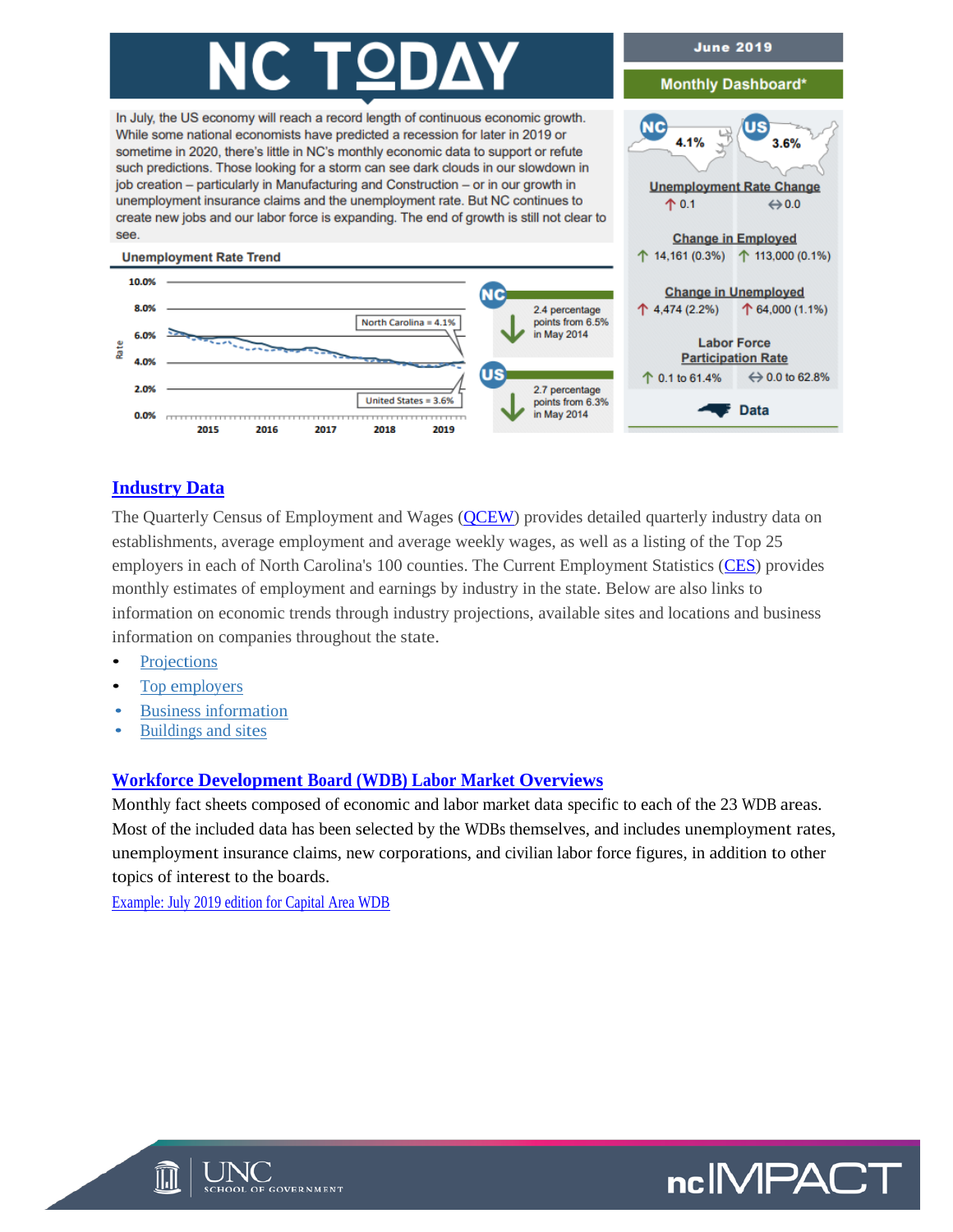# NC TODAY

June 2019

Monthly Dashboard*

In July, the US economy will reach a record length of continuous economic growth. While some national economists have predicted a recession for later in 2019 or sometime in 2020, there's little in NC's monthly economic data to support or refute such predictions. Those looking for a storm can see dark clouds in our slowdown in job creation – particularly in Manufacturing and Construction – or in our growth in unemployment insurance claims and the unemployment rate. But NC continues to create new jobs and our labor force is expanding. The end of growth is still not clear to see.

**Unemployment Rate Trend**

North Carolina = 4.1%

United States = 3.6%

NC: 2.4 percentage points from 6.5% in May 2014

US: 2.7 percentage points from 6.3% in May 2014

| | NC | US |
| --- | --- | --- |
| Unemployment Rate | 4.1% | 3.6% |
| Unemployment Rate Change | ↑ 0.1 | ↔ 0.0 |
| Change in Employed | ↑ 14,161 (0.3%) | ↑ 113,000 (0.1%) |
| Change in Unemployed | ↑ 4,474 (2.2%) | ↑ 64,000 (1.1%) |
| Labor Force Participation Rate | ↑ 0.1 to 61.4% | ↔ 0.0 to 62.8% |

Data

## [Industry Data]

The Quarterly Census of Employment and Wages ([QCEW]) provides detailed quarterly industry data on establishments, average employment and average weekly wages, as well as a listing of the Top 25 employers in each of North Carolina's 100 counties. The Current Employment Statistics ([CES]) provides monthly estimates of employment and earnings by industry in the state. Below are also links to information on economic trends through industry projections, available sites and locations and business information on companies throughout the state.

- [Projections]
- [Top employers]
- [Business information]
- [Buildings and sites]

## [Workforce Development Board (WDB) Labor Market Overviews]

Monthly fact sheets composed of economic and labor market data specific to each of the 23 WDB areas. Most of the included data has been selected by the WDBs themselves, and includes unemployment rates, unemployment insurance claims, new corporations, and civilian labor force figures, in addition to other topics of interest to the boards.

[Example: July 2019 edition for Capital Area WDB]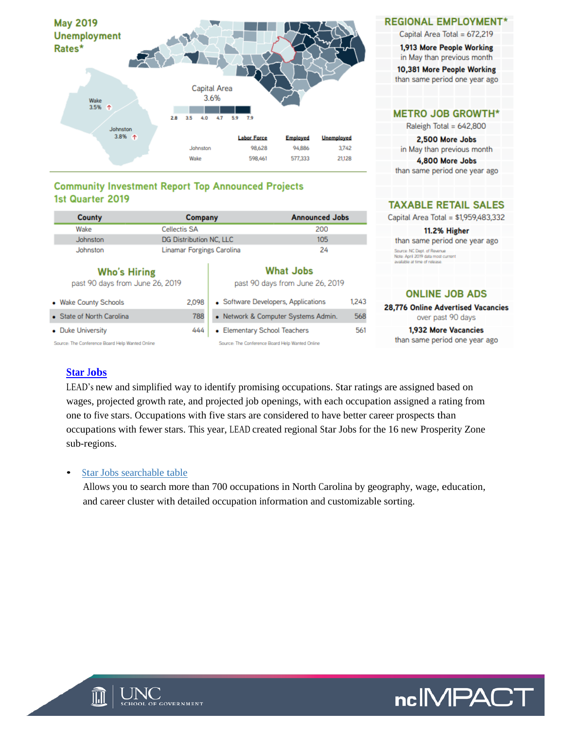## May 2019 Unemployment Rates*

Wake 3.5% ↑

Johnston 3.8% ↑

Capital Area 3.6%

2.8 3.5 4.0 4.7 5.9 7.9

| | Labor Force | Employed | Unemployed |
|---|---|---|---|
| Johnston | 98,628 | 94,886 | 3,742 |
| Wake | 598,461 | 577,333 | 21,128 |

## Community Investment Report Top Announced Projects 1st Quarter 2019

| County | Company | Announced Jobs |
|---|---|---|
| Wake | Cellectis SA | 200 |
| Johnston | DG Distribution NC, LLC | 105 |
| Johnston | Linamar Forgings Carolina | 24 |

### Who's Hiring

past 90 days from June 26, 2019

| | |
|---|---|
| Wake County Schools | 2,098 |
| State of North Carolina | 788 |
| Duke University | 444 |

Source: The Conference Board Help Wanted Online

### What Jobs

past 90 days from June 26, 2019

| | |
|---|---|
| Software Developers, Applications | 1,243 |
| Network & Computer Systems Admin. | 568 |
| Elementary School Teachers | 561 |

Source: The Conference Board Help Wanted Online

## REGIONAL EMPLOYMENT*

Capital Area Total = 672,219

**1,913 More People Working** in May than previous month

**10,381 More People Working** than same period one year ago

## METRO JOB GROWTH*

Raleigh Total = 642,800

**2,500 More Jobs** in May than previous month

**4,800 More Jobs** than same period one year ago

## TAXABLE RETAIL SALES

Capital Area Total = $1,959,483,332

**11.2% Higher** than same period one year ago

Source: NC Dept. of Revenue
Note: April 2019 data most current available at time of release.

## ONLINE JOB ADS

**28,776 Online Advertised Vacancies** over past 90 days

**1,932 More Vacancies** than same period one year ago

### [Star Jobs]

LEAD's new and simplified way to identify promising occupations. Star ratings are assigned based on wages, projected growth rate, and projected job openings, with each occupation assigned a rating from one to five stars. Occupations with five stars are considered to have better career prospects than occupations with fewer stars. This year, LEAD created regional Star Jobs for the 16 new Prosperity Zone sub-regions.

- Star Jobs searchable table
  Allows you to search more than 700 occupations in North Carolina by geography, wage, education, and career cluster with detailed occupation information and customizable sorting.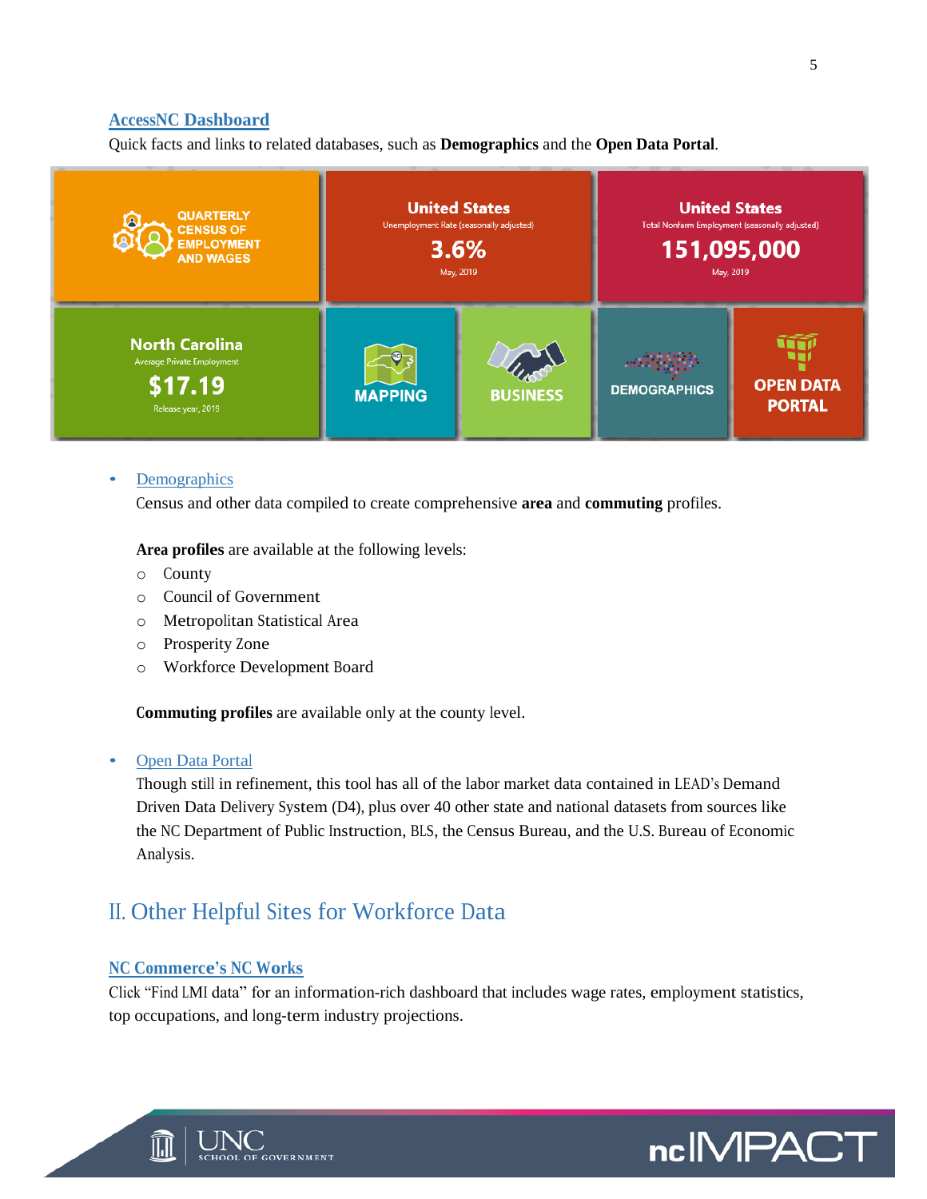### AccessNC Dashboard

Quick facts and links to related databases, such as **Demographics** and the **Open Data Portal**.

QUARTERLY CENSUS OF EMPLOYMENT AND WAGES

United States
Unemployment Rate (seasonally adjusted)
3.6%
May, 2019

United States
Total Nonfarm Employment (seasonally adjusted)
151,095,000
May, 2019

North Carolina
Average Private Employment
$17.19
Release year, 2019

MAPPING

BUSINESS

DEMOGRAPHICS

OPEN DATA PORTAL

- Demographics
  Census and other data compiled to create comprehensive **area** and **commuting** profiles.

  **Area profiles** are available at the following levels:
  - County
  - Council of Government
  - Metropolitan Statistical Area
  - Prosperity Zone
  - Workforce Development Board

  **Commuting profiles** are available only at the county level.

- Open Data Portal
  Though still in refinement, this tool has all of the labor market data contained in LEAD's Demand Driven Data Delivery System (D4), plus over 40 other state and national datasets from sources like the NC Department of Public Instruction, BLS, the Census Bureau, and the U.S. Bureau of Economic Analysis.

## II. Other Helpful Sites for Workforce Data

### NC Commerce's NC Works

Click "Find LMI data" for an information-rich dashboard that includes wage rates, employment statistics, top occupations, and long-term industry projections.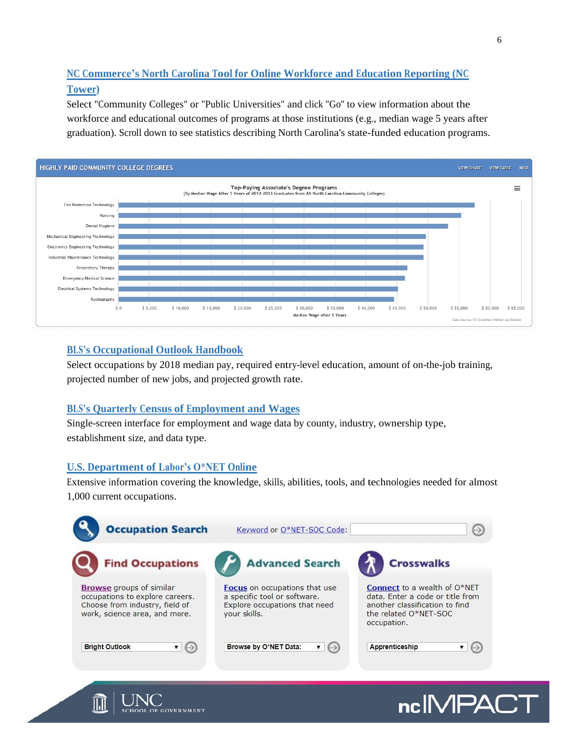## [NC Commerce's North Carolina Tool for Online Workforce and Education Reporting (NC Tower)]

Select "Community Colleges" or "Public Universities" and click "Go" to view information about the workforce and educational outcomes of programs at those institutions (e.g., median wage 5 years after graduation). Scroll down to see statistics describing North Carolina's state-funded education programs.

HIGHLY PAID COMMUNITY COLLEGE DEGREES

VIEW CHART VIEW TABLE INFO

Top-Paying Associate's Degree Programs
(By Median Wage After 5 Years of 2012-2013 Graduates from All North Carolina Community Colleges)

Fire Protection Technology
Nursing
Dental Hygiene
Mechanical Engineering Technology
Electronics Engineering Technology
Industrial Maintenance Technology
Respiratory Therapy
Emergency Medical Science
Electrical Systems Technology
Radiography

$ 0 $ 5,000 $ 10,000 $ 15,000 $ 20,000 $ 25,000 $ 30,000 $ 35,000 $ 40,000 $ 45,000 $ 50,000 $ 55,000 $ 60,000 $ 65,000

Median Wage after 5 Years

Data Source: NC Common Follow-up System

## BLS's Occupational Outlook Handbook

Select occupations by 2018 median pay, required entry-level education, amount of on-the-job training, projected number of new jobs, and projected growth rate.

## BLS's Quarterly Census of Employment and Wages

Single-screen interface for employment and wage data by county, industry, ownership type, establishment size, and data type.

## U.S. Department of Labor's O*NET Online

Extensive information covering the knowledge, skills, abilities, tools, and technologies needed for almost 1,000 current occupations.

**Occupation Search** Keyword or O*NET-SOC Code:

**Find Occupations**

Browse groups of similar occupations to explore careers. Choose from industry, field of work, science area, and more.

Bright Outlook

**Advanced Search**

Focus on occupations that use a specific tool or software. Explore occupations that need your skills.

Browse by O*NET Data:

**Crosswalks**

Connect to a wealth of O*NET data. Enter a code or title from another classification to find the related O*NET-SOC occupation.

Apprenticeship